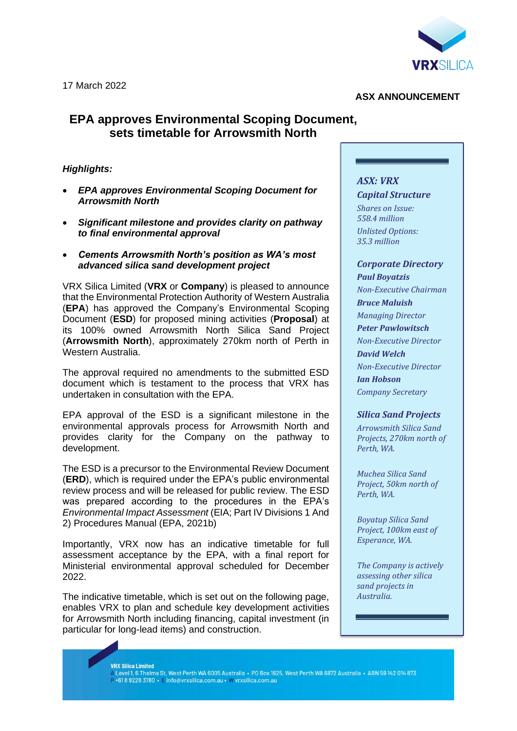17 March 2022

**ASX ANNOUNCEMENT**

# EPA approves Environmental Scoping Document, sets timetable for Arrowsmith North

***Highlights:***

- ***EPA approves Environmental Scoping Document for Arrowsmith North***
- ***Significant milestone and provides clarity on pathway to final environmental approval***
- ***Cements Arrowsmith North's position as WA's most advanced silica sand development project***

VRX Silica Limited (**VRX** or **Company**) is pleased to announce that the Environmental Protection Authority of Western Australia (**EPA**) has approved the Company's Environmental Scoping Document (**ESD**) for proposed mining activities (**Proposal**) at its 100% owned Arrowsmith North Silica Sand Project (**Arrowsmith North**), approximately 270km north of Perth in Western Australia.

The approval required no amendments to the submitted ESD document which is testament to the process that VRX has undertaken in consultation with the EPA.

EPA approval of the ESD is a significant milestone in the environmental approvals process for Arrowsmith North and provides clarity for the Company on the pathway to development.

The ESD is a precursor to the Environmental Review Document (**ERD**), which is required under the EPA's public environmental review process and will be released for public review. The ESD was prepared according to the procedures in the EPA's *Environmental Impact Assessment* (EIA; Part IV Divisions 1 And 2) Procedures Manual (EPA, 2021b)

Importantly, VRX now has an indicative timetable for full assessment acceptance by the EPA, with a final report for Ministerial environmental approval scheduled for December 2022.

The indicative timetable, which is set out on the following page, enables VRX to plan and schedule key development activities for Arrowsmith North including financing, capital investment (in particular for long-lead items) and construction.

***ASX: VRX***

***Capital Structure***

*Shares on Issue: 558.4 million*

*Unlisted Options: 35.3 million*

***Corporate Directory***

***Paul Boyatzis***
*Non-Executive Chairman*

***Bruce Maluish***
*Managing Director*

***Peter Pawlowitsch***
*Non-Executive Director*

***David Welch***
*Non-Executive Director*

***Ian Hobson***
*Company Secretary*

***Silica Sand Projects***

*Arrowsmith Silica Sand Projects, 270km north of Perth, WA.*

*Muchea Silica Sand Project, 50km north of Perth, WA.*

*Boyatup Silica Sand Project, 100km east of Esperance, WA.*

*The Company is actively assessing other silica sand projects in Australia.*

**VRX Silica Limited**
A Level 1, 6 Thelma St, West Perth WA 6005 Australia • PO Box 1925, West Perth WA 6872 Australia • ABN 59 142 014 873
P +61 8 9226 3780 • E info@vrxsilica.com.au • W vrxsilica.com.au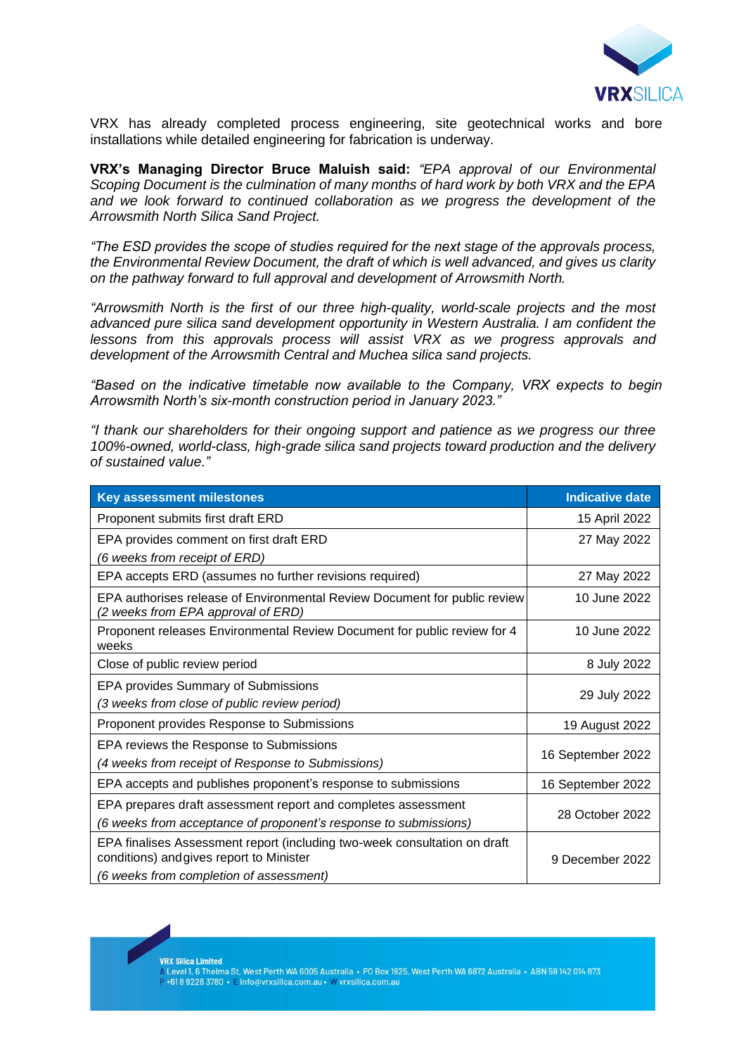VRX has already completed process engineering, site geotechnical works and bore installations while detailed engineering for fabrication is underway.

**VRX's Managing Director Bruce Maluish said:** *"EPA approval of our Environmental Scoping Document is the culmination of many months of hard work by both VRX and the EPA and we look forward to continued collaboration as we progress the development of the Arrowsmith North Silica Sand Project.*

*"The ESD provides the scope of studies required for the next stage of the approvals process, the Environmental Review Document, the draft of which is well advanced, and gives us clarity on the pathway forward to full approval and development of Arrowsmith North.*

*"Arrowsmith North is the first of our three high-quality, world-scale projects and the most advanced pure silica sand development opportunity in Western Australia. I am confident the lessons from this approvals process will assist VRX as we progress approvals and development of the Arrowsmith Central and Muchea silica sand projects.*

*"Based on the indicative timetable now available to the Company, VRX expects to begin Arrowsmith North's six-month construction period in January 2023."*

*"I thank our shareholders for their ongoing support and patience as we progress our three 100%-owned, world-class, high-grade silica sand projects toward production and the delivery of sustained value."*

| Key assessment milestones | Indicative date |
| --- | --- |
| Proponent submits first draft ERD | 15 April 2022 |
| EPA provides comment on first draft ERD<br>*(6 weeks from receipt of ERD)* | 27 May 2022 |
| EPA accepts ERD (assumes no further revisions required) | 27 May 2022 |
| EPA authorises release of Environmental Review Document for public review *(2 weeks from EPA approval of ERD)* | 10 June 2022 |
| Proponent releases Environmental Review Document for public review for 4 weeks | 10 June 2022 |
| Close of public review period | 8 July 2022 |
| EPA provides Summary of Submissions<br>*(3 weeks from close of public review period)* | 29 July 2022 |
| Proponent provides Response to Submissions | 19 August 2022 |
| EPA reviews the Response to Submissions<br>*(4 weeks from receipt of Response to Submissions)* | 16 September 2022 |
| EPA accepts and publishes proponent's response to submissions | 16 September 2022 |
| EPA prepares draft assessment report and completes assessment<br>*(6 weeks from acceptance of proponent's response to submissions)* | 28 October 2022 |
| EPA finalises Assessment report (including two-week consultation on draft conditions) and gives report to Minister<br>*(6 weeks from completion of assessment)* | 9 December 2022 |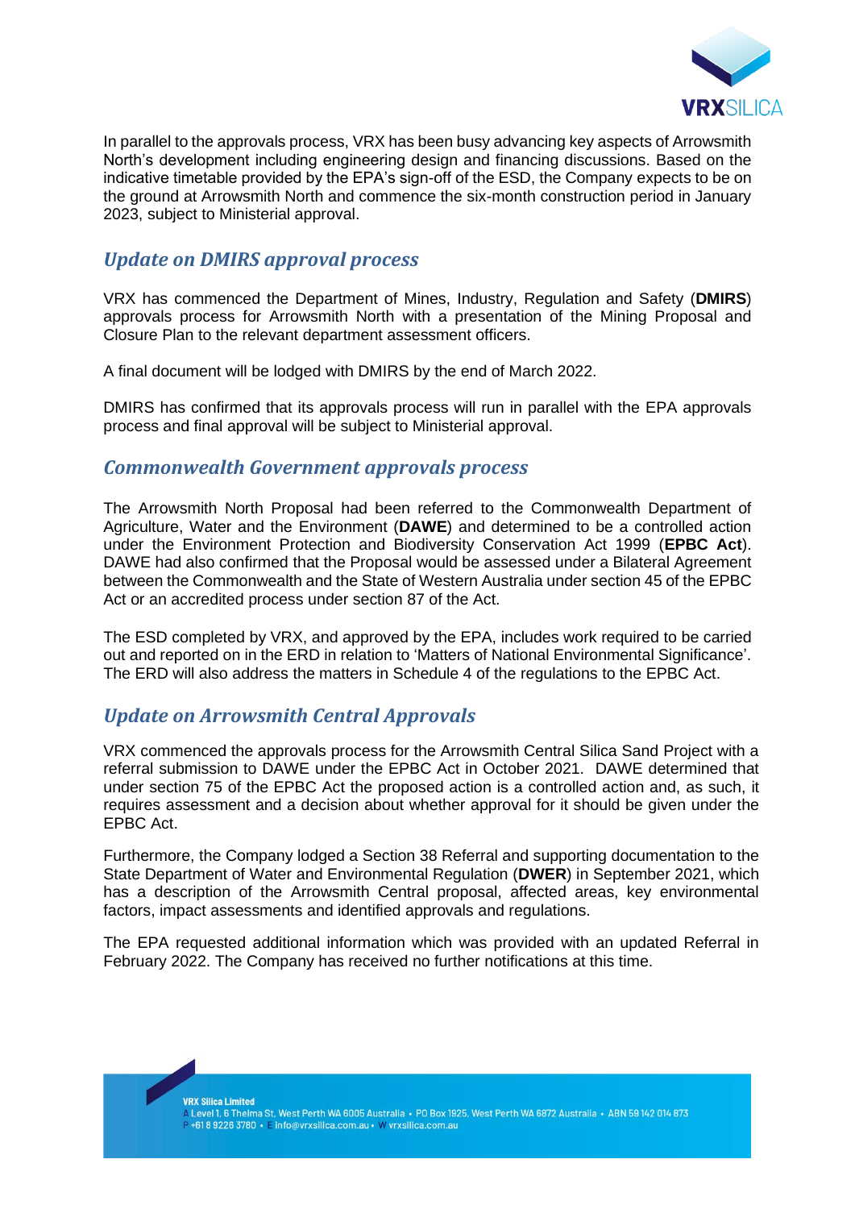In parallel to the approvals process, VRX has been busy advancing key aspects of Arrowsmith North's development including engineering design and financing discussions. Based on the indicative timetable provided by the EPA's sign-off of the ESD, the Company expects to be on the ground at Arrowsmith North and commence the six-month construction period in January 2023, subject to Ministerial approval.

## *Update on DMIRS approval process*

VRX has commenced the Department of Mines, Industry, Regulation and Safety (**DMIRS**) approvals process for Arrowsmith North with a presentation of the Mining Proposal and Closure Plan to the relevant department assessment officers.

A final document will be lodged with DMIRS by the end of March 2022.

DMIRS has confirmed that its approvals process will run in parallel with the EPA approvals process and final approval will be subject to Ministerial approval.

## *Commonwealth Government approvals process*

The Arrowsmith North Proposal had been referred to the Commonwealth Department of Agriculture, Water and the Environment (**DAWE**) and determined to be a controlled action under the Environment Protection and Biodiversity Conservation Act 1999 (**EPBC Act**). DAWE had also confirmed that the Proposal would be assessed under a Bilateral Agreement between the Commonwealth and the State of Western Australia under section 45 of the EPBC Act or an accredited process under section 87 of the Act.

The ESD completed by VRX, and approved by the EPA, includes work required to be carried out and reported on in the ERD in relation to 'Matters of National Environmental Significance'. The ERD will also address the matters in Schedule 4 of the regulations to the EPBC Act.

## *Update on Arrowsmith Central Approvals*

VRX commenced the approvals process for the Arrowsmith Central Silica Sand Project with a referral submission to DAWE under the EPBC Act in October 2021. DAWE determined that under section 75 of the EPBC Act the proposed action is a controlled action and, as such, it requires assessment and a decision about whether approval for it should be given under the EPBC Act.

Furthermore, the Company lodged a Section 38 Referral and supporting documentation to the State Department of Water and Environmental Regulation (**DWER**) in September 2021, which has a description of the Arrowsmith Central proposal, affected areas, key environmental factors, impact assessments and identified approvals and regulations.

The EPA requested additional information which was provided with an updated Referral in February 2022. The Company has received no further notifications at this time.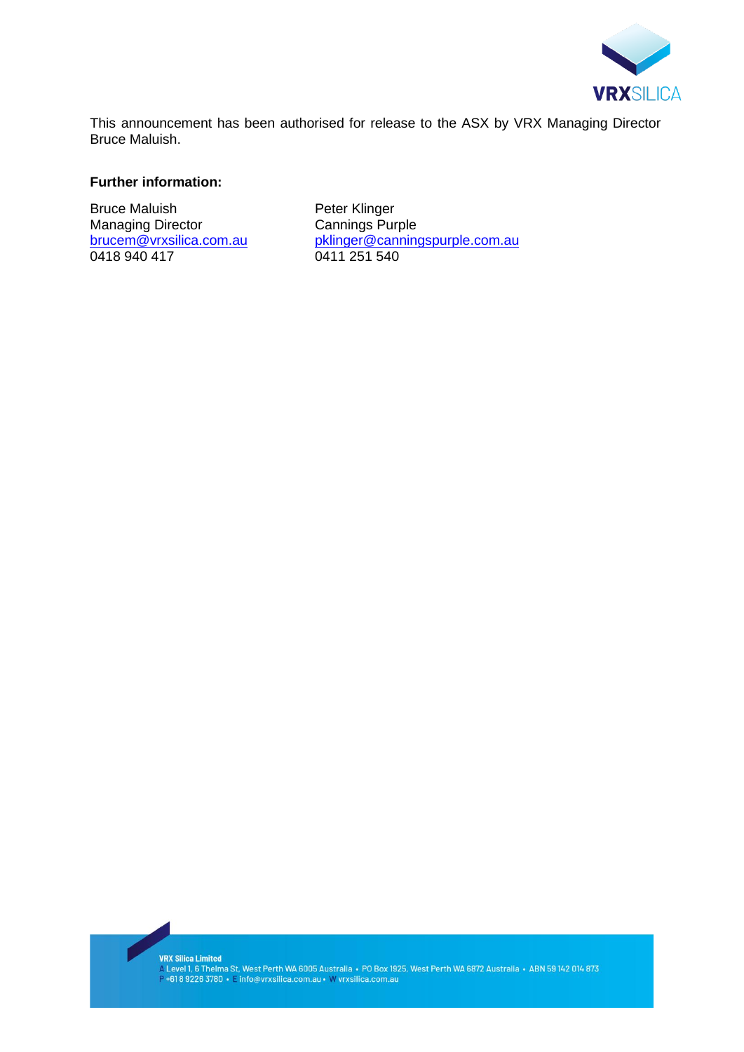This announcement has been authorised for release to the ASX by VRX Managing Director Bruce Maluish.

**Further information:**

Bruce Maluish
Managing Director
brucem@vrxsilica.com.au
0418 940 417

Peter Klinger
Cannings Purple
pklinger@canningspurple.com.au
0411 251 540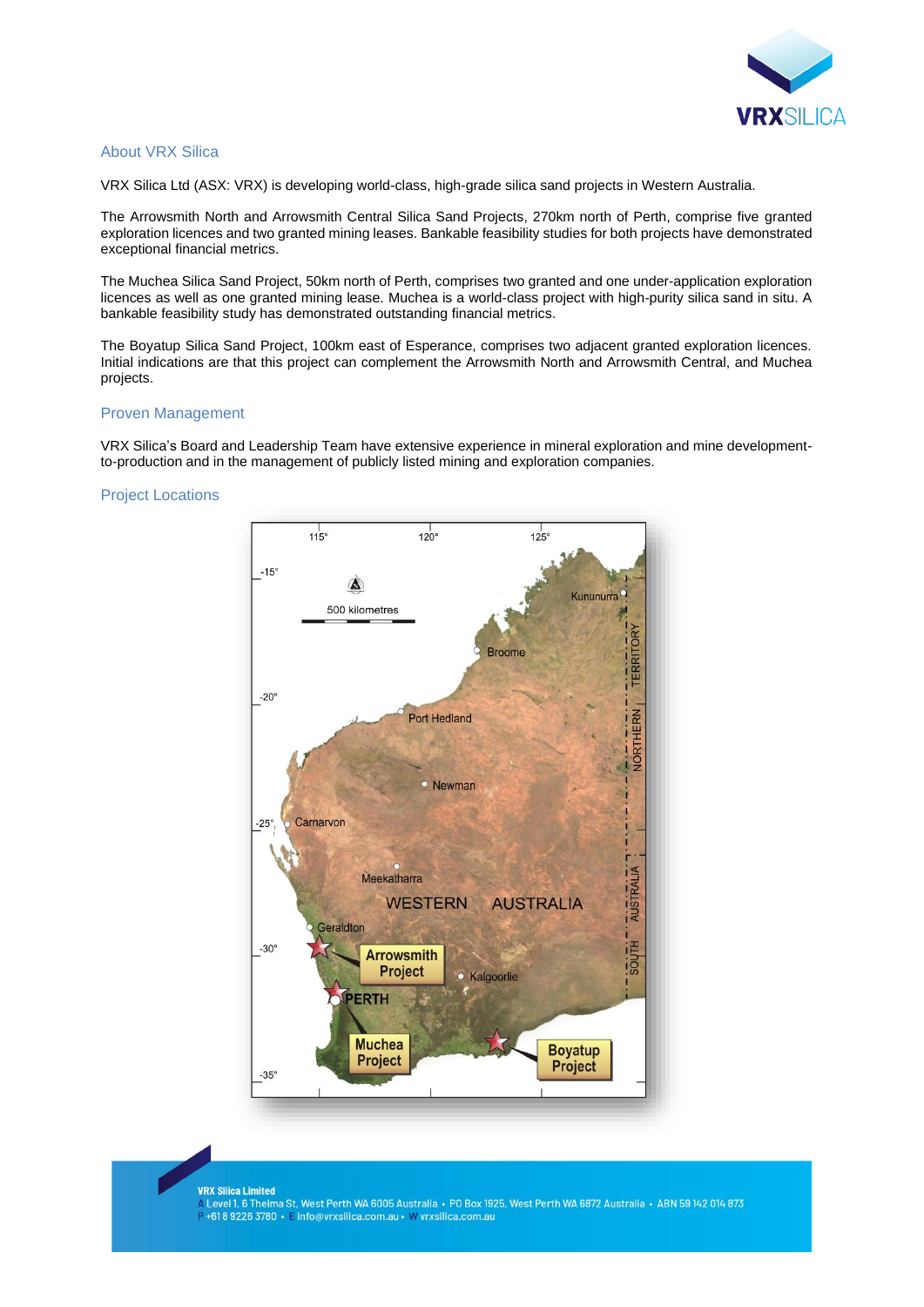## About VRX Silica

VRX Silica Ltd (ASX: VRX) is developing world-class, high-grade silica sand projects in Western Australia.

The Arrowsmith North and Arrowsmith Central Silica Sand Projects, 270km north of Perth, comprise five granted exploration licences and two granted mining leases. Bankable feasibility studies for both projects have demonstrated exceptional financial metrics.

The Muchea Silica Sand Project, 50km north of Perth, comprises two granted and one under-application exploration licences as well as one granted mining lease. Muchea is a world-class project with high-purity silica sand in situ. A bankable feasibility study has demonstrated outstanding financial metrics.

The Boyatup Silica Sand Project, 100km east of Esperance, comprises two adjacent granted exploration licences. Initial indications are that this project can complement the Arrowsmith North and Arrowsmith Central, and Muchea projects.

## Proven Management

VRX Silica's Board and Leadership Team have extensive experience in mineral exploration and mine development-to-production and in the management of publicly listed mining and exploration companies.

## Project Locations

115°
120°
125°
-15°
-20°
-25°
-30°
-35°
500 kilometres
Kununurra
Broome
Port Hedland
Newman
Carnarvon
Meekatharra
Geraldton
Kalgoorlie
PERTH
WESTERN AUSTRALIA
NORTHERN TERRITORY
SOUTH AUSTRALIA
Arrowsmith Project
Muchea Project
Boyatup Project